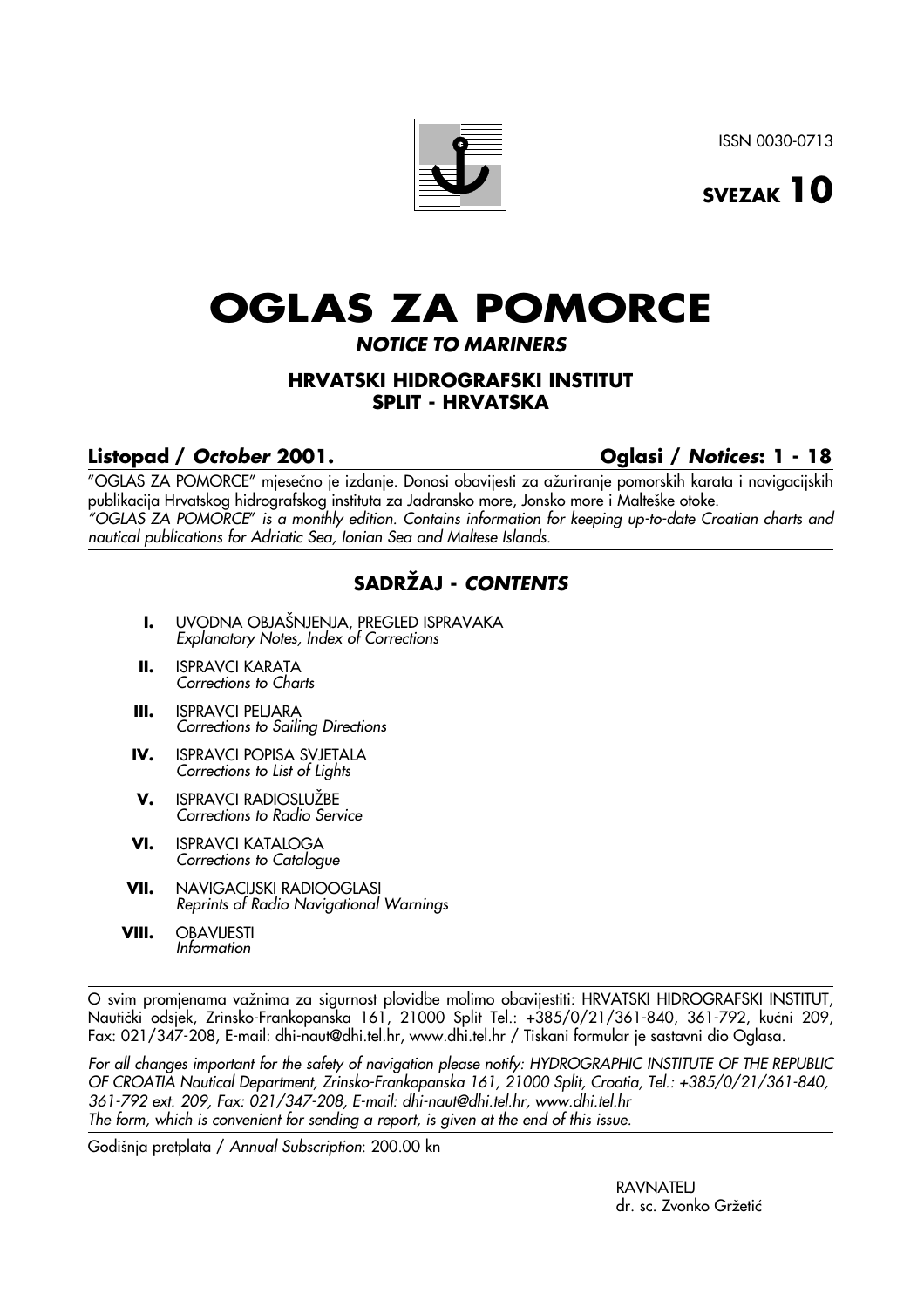ISSN 0030-0713

**SVEZAK 10**

# OGLAS ZA POMORCE

***NOTICE TO MARINERS***

**HRVATSKI HIDROGRAFSKI INSTITUT**
**SPLIT - HRVATSKA**

**Listopad / *October* 2001.** **Oglasi / *Notices*: 1 - 18**

"OGLAS ZA POMORCE" mjesečno je izdanje. Donosi obavijesti za ažuriranje pomorskih karata i navigacijskih publikacija Hrvatskog hidrografskog instituta za Jadransko more, Jonsko more i Malteške otoke.
*"OGLAS ZA POMORCE" is a monthly edition. Contains information for keeping up-to-date Croatian charts and nautical publications for Adriatic Sea, Ionian Sea and Maltese Islands.*

## SADRŽAJ - *CONTENTS*

**I.** UVODNA OBJAŠNJENJA, PREGLED ISPRAVAKA
*Explanatory Notes, Index of Corrections*

**II.** ISPRAVCI KARATA
*Corrections to Charts*

**III.** ISPRAVCI PELJARA
*Corrections to Sailing Directions*

**IV.** ISPRAVCI POPISA SVJETALA
*Corrections to List of Lights*

**V.** ISPRAVCI RADIOSLUŽBE
*Corrections to Radio Service*

**VI.** ISPRAVCI KATALOGA
*Corrections to Catalogue*

**VII.** NAVIGACIJSKI RADIOOGLASI
*Reprints of Radio Navigational Warnings*

**VIII.** OBAVIJESTI
*Information*

O svim promjenama važnima za sigurnost plovidbe molimo obavijestiti: HRVATSKI HIDROGRAFSKI INSTITUT, Nautički odsjek, Zrinsko-Frankopanska 161, 21000 Split Tel.: +385/0/21/361-840, 361-792, kućni 209, Fax: 021/347-208, E-mail: dhi-naut@dhi.tel.hr, www.dhi.tel.hr / Tiskani formular je sastavni dio Oglasa.

*For all changes important for the safety of navigation please notify: HYDROGRAPHIC INSTITUTE OF THE REPUBLIC OF CROATIA Nautical Department, Zrinsko-Frankopanska 161, 21000 Split, Croatia, Tel.: +385/0/21/361-840, 361-792 ext. 209, Fax: 021/347-208, E-mail: dhi-naut@dhi.tel.hr, www.dhi.tel.hr*
*The form, which is convenient for sending a report, is given at the end of this issue.*

Godišnja pretplata / *Annual Subscription*: 200.00 kn

RAVNATELJ
dr. sc. Zvonko Gržetić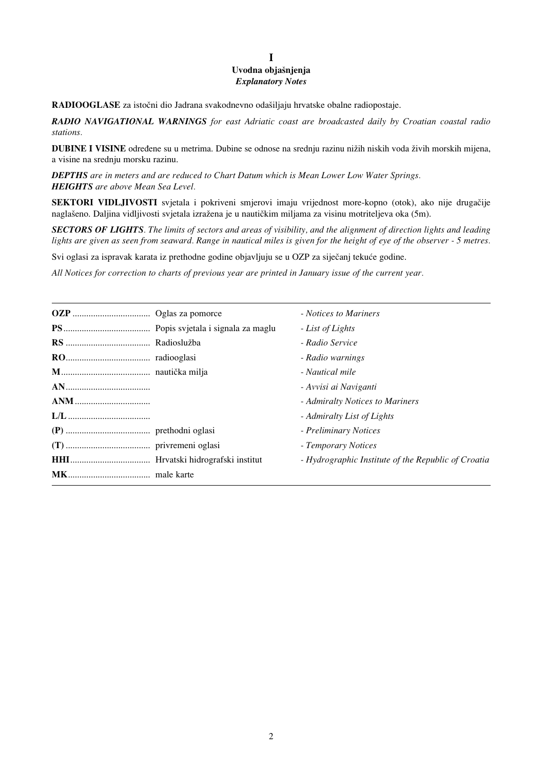# I

## Uvodna objašnjenja
*Explanatory Notes*

**RADIOOGLASE** za istočni dio Jadrana svakodnevno odašiljaju hrvatske obalne radiopostaje.

***RADIO NAVIGATIONAL WARNINGS*** *for east Adriatic coast are broadcasted daily by Croatian coastal radio stations.*

**DUBINE I VISINE** određene su u metrima. Dubine se odnose na srednju razinu nižih niskih voda živih morskih mijena, a visine na srednju morsku razinu.

***DEPTHS*** *are in meters and are reduced to Chart Datum which is Mean Lower Low Water Springs.*
***HEIGHTS*** *are above Mean Sea Level.*

**SEKTORI VIDLJIVOSTI** svjetala i pokriveni smjerovi imaju vrijednost more-kopno (otok), ako nije drugačije naglašeno. Daljina vidljivosti svjetala izražena je u nautičkim miljama za visinu motriteljeva oka (5m).

***SECTORS OF LIGHTS****. The limits of sectors and areas of visibility, and the alignment of direction lights and leading lights are given as seen from seaward. Range in nautical miles is given for the height of eye of the observer - 5 metres.*

Svi oglasi za ispravak karata iz prethodne godine objavljuju se u OZP za siječanj tekuće godine.

*All Notices for correction to charts of previous year are printed in January issue of the current year.*

| | | |
|---|---|---|
| **OZP** | Oglas za pomorce | *- Notices to Mariners* |
| **PS** | Popis svjetala i signala za maglu | *- List of Lights* |
| **RS** | Radioslužba | *- Radio Service* |
| **RO** | radiooglasi | *- Radio warnings* |
| **M** | nautička milja | *- Nautical mile* |
| **AN** | | *- Avvisi ai Naviganti* |
| **ANM** | | *- Admiralty Notices to Mariners* |
| **L/L** | | *- Admiralty List of Lights* |
| **(P)** | prethodni oglasi | *- Preliminary Notices* |
| **(T)** | privremeni oglasi | *- Temporary Notices* |
| **HHI** | Hrvatski hidrografski institut | *- Hydrographic Institute of the Republic of Croatia* |
| **MK** | male karte | |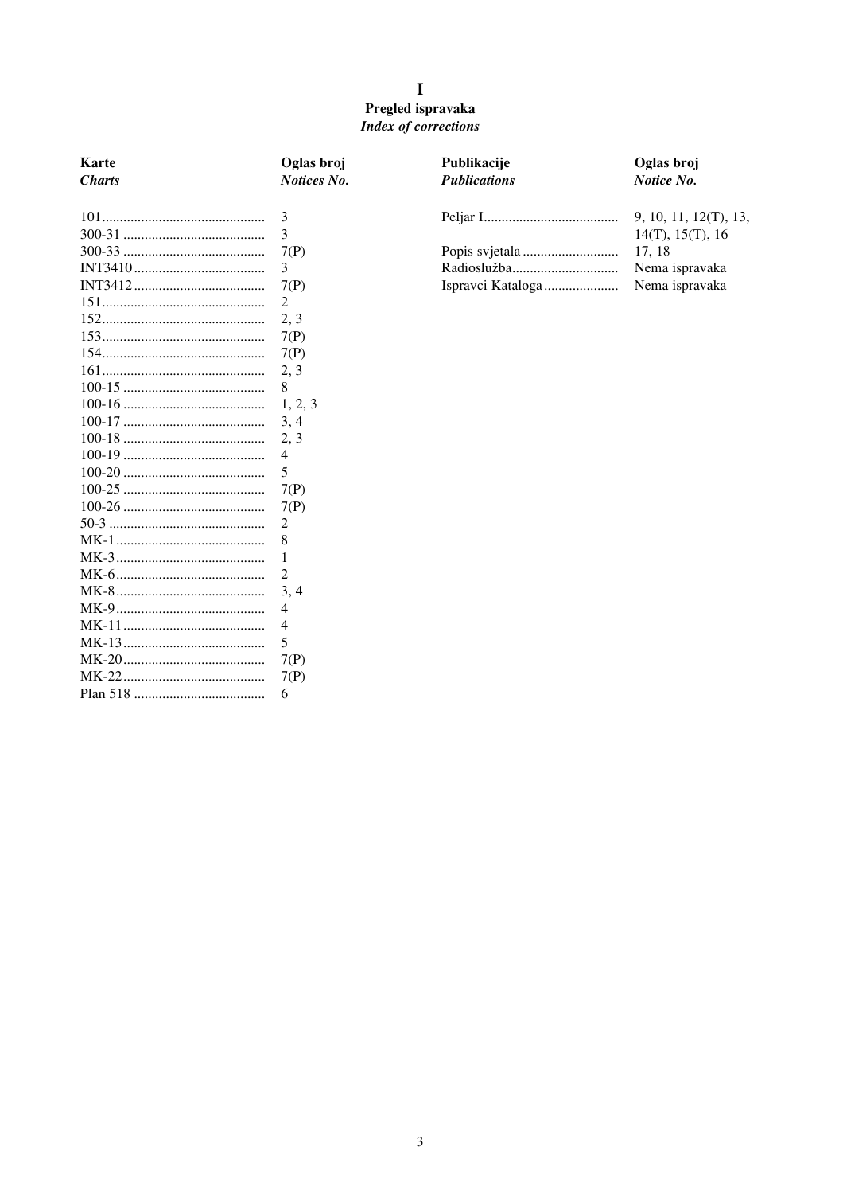# I

## Pregled ispravaka

### *Index of corrections*

| **Karte** *Charts* | **Oglas broj** *Notices No.* |
|---|---|
| 101 | 3 |
| 300-31 | 3 |
| 300-33 | 7(P) |
| INT3410 | 3 |
| INT3412 | 7(P) |
| 151 | 2 |
| 152 | 2, 3 |
| 153 | 7(P) |
| 154 | 7(P) |
| 161 | 2, 3 |
| 100-15 | 8 |
| 100-16 | 1, 2, 3 |
| 100-17 | 3, 4 |
| 100-18 | 2, 3 |
| 100-19 | 4 |
| 100-20 | 5 |
| 100-25 | 7(P) |
| 100-26 | 7(P) |
| 50-3 | 2 |
| MK-1 | 8 |
| MK-3 | 1 |
| MK-6 | 2 |
| MK-8 | 3, 4 |
| MK-9 | 4 |
| MK-11 | 4 |
| MK-13 | 5 |
| MK-20 | 7(P) |
| MK-22 | 7(P) |
| Plan 518 | 6 |

| **Publikacije** *Publications* | **Oglas broj** *Notice No.* |
|---|---|
| Peljar I | 9, 10, 11, 12(T), 13, 14(T), 15(T), 16 |
| Popis svjetala | 17, 18 |
| Radioslužba | Nema ispravaka |
| Ispravci Kataloga | Nema ispravaka |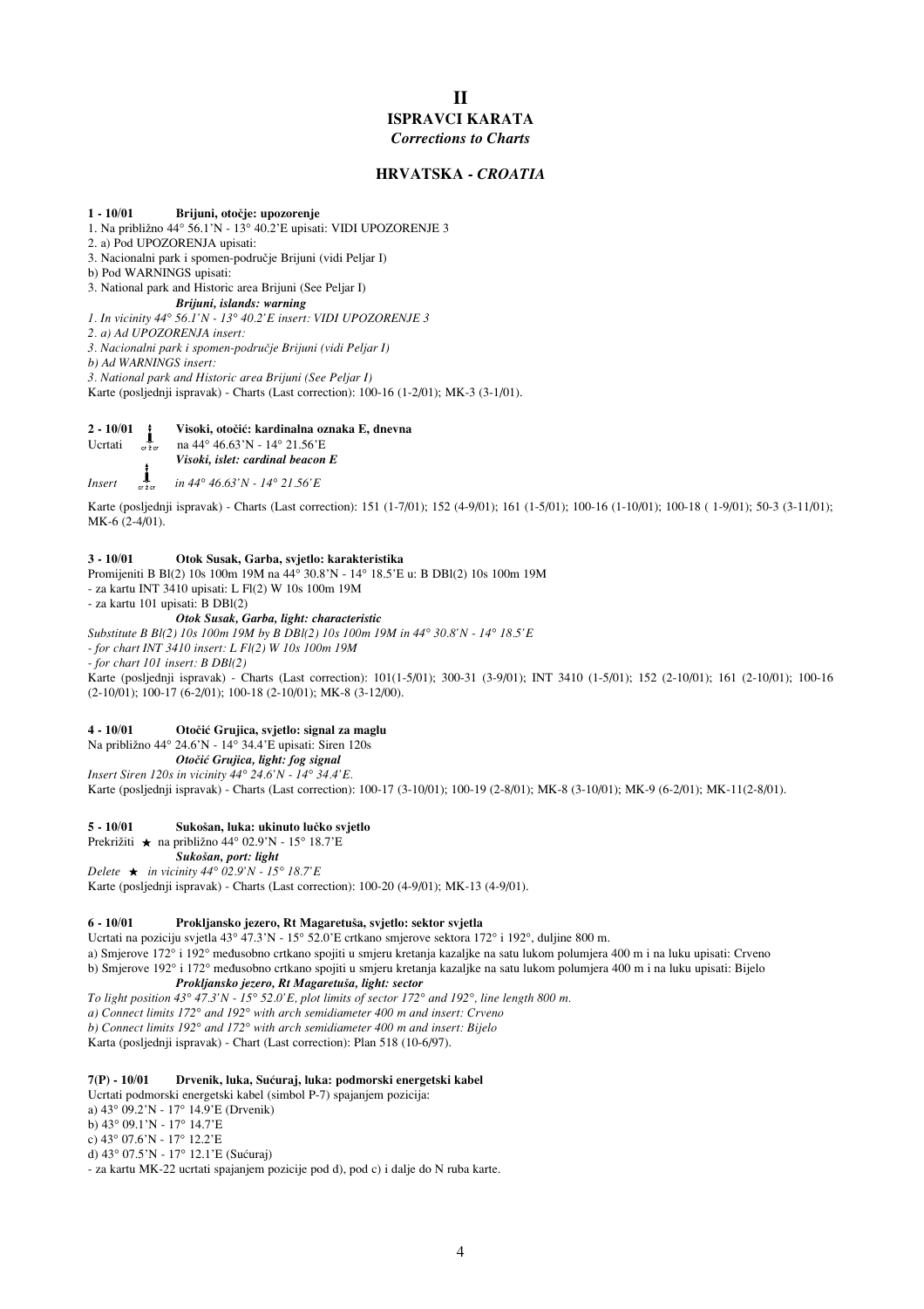# II

## ISPRAVCI KARATA

*Corrections to Charts*

### HRVATSKA - *CROATIA*

**1 - 10/01 Brijuni, otočje: upozorenje**

1. Na približno 44° 56.1'N - 13° 40.2'E upisati: VIDI UPOZORENJE 3
2. a) Pod UPOZORENJA upisati:
3. Nacionalni park i spomen-područje Brijuni (vidi Peljar I)
b) Pod WARNINGS upisati:
3. National park and Historic area Brijuni (See Peljar I)

***Brijuni, islands: warning***

*1. In vicinity 44° 56.1'N - 13° 40.2'E insert: VIDI UPOZORENJE 3*
*2. a) Ad UPOZORENJA insert:*
*3. Nacionalni park i spomen-područje Brijuni (vidi Peljar I)*
*b) Ad WARNINGS insert:*
*3. National park and Historic area Brijuni (See Peljar I)*

Karte (posljednji ispravak) - Charts (Last correction): 100-16 (1-2/01); MK-3 (3-1/01).

**2 - 10/01 Visoki, otočić: kardinalna oznaka E, dnevna**

Ucrtati [symbol: cr ž cr] na 44° 46.63'N - 14° 21.56'E

***Visoki, islet: cardinal beacon E***

*Insert* [symbol: cr ž cr] *in 44° 46.63'N - 14° 21.56'E*

Karte (posljednji ispravak) - Charts (Last correction): 151 (1-7/01); 152 (4-9/01); 161 (1-5/01); 100-16 (1-10/01); 100-18 ( 1-9/01); 50-3 (3-11/01); MK-6 (2-4/01).

**3 - 10/01 Otok Susak, Garba, svjetlo: karakteristika**

Promijeniti B Bl(2) 10s 100m 19M na 44° 30.8'N - 14° 18.5'E u: B DBl(2) 10s 100m 19M
- za kartu INT 3410 upisati: L Fl(2) W 10s 100m 19M
- za kartu 101 upisati: B DBl(2)

***Otok Susak, Garba, light: characteristic***

*Substitute B Bl(2) 10s 100m 19M by B DBl(2) 10s 100m 19M in 44° 30.8'N - 14° 18.5'E*
*- for chart INT 3410 insert: L Fl(2) W 10s 100m 19M*
*- for chart 101 insert: B DBl(2)*

Karte (posljednji ispravak) - Charts (Last correction): 101(1-5/01); 300-31 (3-9/01); INT 3410 (1-5/01); 152 (2-10/01); 161 (2-10/01); 100-16 (2-10/01); 100-17 (6-2/01); 100-18 (2-10/01); MK-8 (3-12/00).

**4 - 10/01 Otočić Grujica, svjetlo: signal za maglu**

Na približno 44° 24.6'N - 14° 34.4'E upisati: Siren 120s

***Otočić Grujica, light: fog signal***

*Insert Siren 120s in vicinity 44° 24.6'N - 14° 34.4'E.*

Karte (posljednji ispravak) - Charts (Last correction): 100-17 (3-10/01); 100-19 (2-8/01); MK-8 (3-10/01); MK-9 (6-2/01); MK-11(2-8/01).

**5 - 10/01 Sukošan, luka: ukinuto lučko svjetlo**

Prekrižiti ★ na približno 44° 02.9'N - 15° 18.7'E

***Sukošan, port: light***

*Delete ★ in vicinity 44° 02.9'N - 15° 18.7'E*

Karte (posljednji ispravak) - Charts (Last correction): 100-20 (4-9/01); MK-13 (4-9/01).

**6 - 10/01 Prokljansko jezero, Rt Magaretuša, svjetlo: sektor svjetla**

Ucrtati na poziciju svjetla 43° 47.3'N - 15° 52.0'E crtkano smjerove sektora 172° i 192°, duljine 800 m.
a) Smjerove 172° i 192° međusobno crtkano spojiti u smjeru kretanja kazaljke na satu lukom polumjera 400 m i na luku upisati: Crveno
b) Smjerove 192° i 172° međusobno crtkano spojiti u smjeru kretanja kazaljke na satu lukom polumjera 400 m i na luku upisati: Bijelo

***Prokljansko jezero, Rt Magaretuša, light: sector***

*To light position 43° 47.3'N - 15° 52.0'E, plot limits of sector 172° and 192°, line length 800 m.*
*a) Connect limits 172° and 192° with arch semidiameter 400 m and insert: Crveno*
*b) Connect limits 192° and 172° with arch semidiameter 400 m and insert: Bijelo*

Karta (posljednji ispravak) - Chart (Last correction): Plan 518 (10-6/97).

**7(P) - 10/01 Drvenik, luka, Sućuraj, luka: podmorski energetski kabel**

Ucrtati podmorski energetski kabel (simbol P-7) spajanjem pozicija:
a) 43° 09.2'N - 17° 14.9'E (Drvenik)
b) 43° 09.1'N - 17° 14.7'E
c) 43° 07.6'N - 17° 12.2'E
d) 43° 07.5'N - 17° 12.1'E (Sućuraj)
- za kartu MK-22 ucrtati spajanjem pozicije pod d), pod c) i dalje do N ruba karte.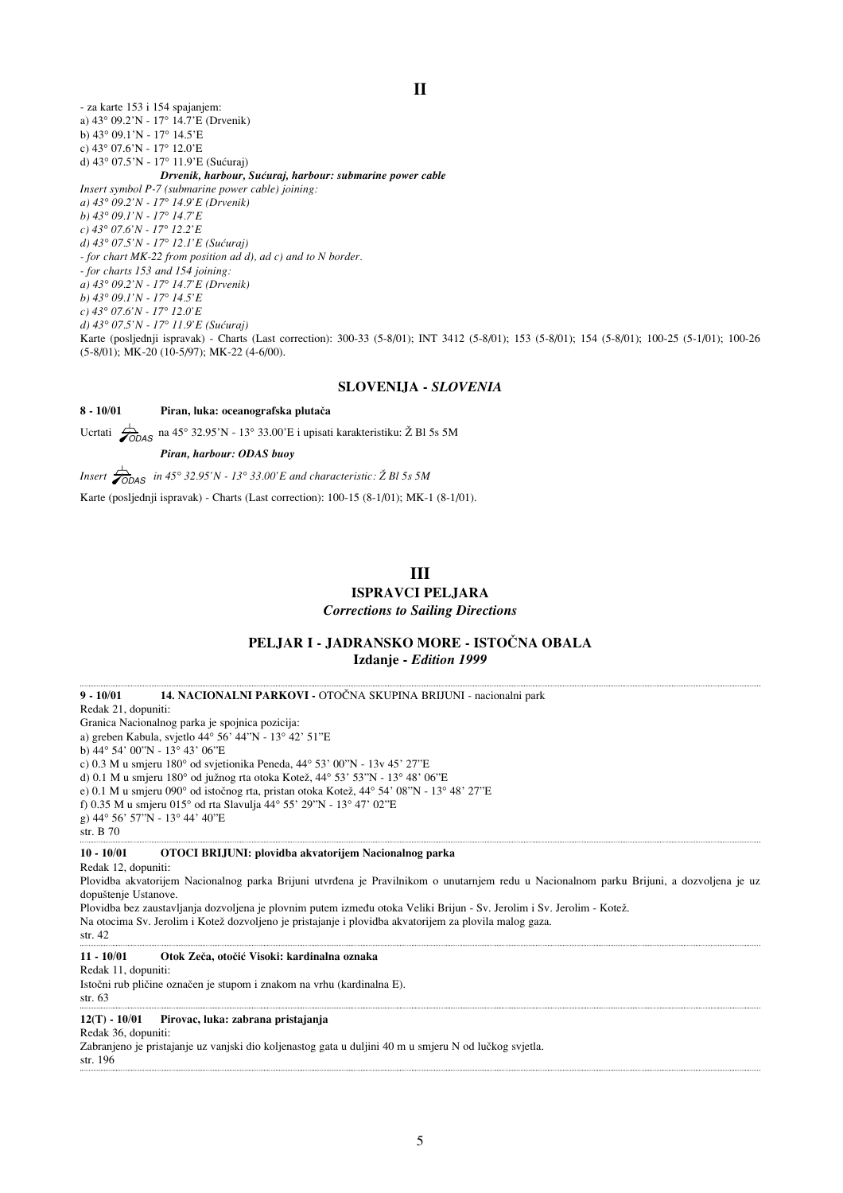# II

- za karte 153 i 154 spajanjem:
a) 43° 09.2'N - 17° 14.7'E (Drvenik)
b) 43° 09.1'N - 17° 14.5'E
c) 43° 07.6'N - 17° 12.0'E
d) 43° 07.5'N - 17° 11.9'E (Sućuraj)

***Drvenik, harbour, Sućuraj, harbour: submarine power cable***

*Insert symbol P-7 (submarine power cable) joining:*
*a) 43° 09.2'N - 17° 14.9'E (Drvenik)*
*b) 43° 09.1'N - 17° 14.7'E*
*c) 43° 07.6'N - 17° 12.2'E*
*d) 43° 07.5'N - 17° 12.1'E (Sućuraj)*
*- for chart MK-22 from position ad d), ad c) and to N border.*
*- for charts 153 and 154 joining:*
*a) 43° 09.2'N - 17° 14.7'E (Drvenik)*
*b) 43° 09.1'N - 17° 14.5'E*
*c) 43° 07.6'N - 17° 12.0'E*
*d) 43° 07.5'N - 17° 11.9'E (Sućuraj)*

Karte (posljednji ispravak) - Charts (Last correction): 300-33 (5-8/01); INT 3412 (5-8/01); 153 (5-8/01); 154 (5-8/01); 100-25 (5-1/01); 100-26 (5-8/01); MK-20 (10-5/97); MK-22 (4-6/00).

## SLOVENIJA - *SLOVENIA*

**8 - 10/01 Piran, luka: oceanografska plutača**

Ucrtati ODAS na 45° 32.95'N - 13° 33.00'E i upisati karakteristiku: Ž Bl 5s 5M

***Piran, harbour: ODAS buoy***

*Insert ODAS in 45° 32.95'N - 13° 33.00'E and characteristic: Ž Bl 5s 5M*

Karte (posljednji ispravak) - Charts (Last correction): 100-15 (8-1/01); MK-1 (8-1/01).

# III

## ISPRAVCI PELJARA
### *Corrections to Sailing Directions*

## PELJAR I - JADRANSKO MORE - ISTOČNA OBALA
### Izdanje - *Edition 1999*

**9 - 10/01 14. NACIONALNI PARKOVI -** OTOČNA SKUPINA BRIJUNI - nacionalni park

Redak 21, dopuniti:
Granica Nacionalnog parka je spojnica pozicija:
a) greben Kabula, svjetlo 44° 56' 44"N - 13° 42' 51"E
b) 44° 54' 00"N - 13° 43' 06"E
c) 0.3 M u smjeru 180° od svjetionika Peneda, 44° 53' 00"N - 13v 45' 27"E
d) 0.1 M u smjeru 180° od južnog rta otoka Kotež, 44° 53' 53"N - 13° 48' 06"E
e) 0.1 M u smjeru 090° od istočnog rta, pristan otoka Kotež, 44° 54' 08"N - 13° 48' 27"E
f) 0.35 M u smjeru 015° od rta Slavulja 44° 55' 29"N - 13° 47' 02"E
g) 44° 56' 57"N - 13° 44' 40"E
str. B 70

**10 - 10/01 OTOCI BRIJUNI: plovidba akvatorijem Nacionalnog parka**

Redak 12, dopuniti:
Plovidba akvatorijem Nacionalnog parka Brijuni utvrđena je Pravilnikom o unutarnjem redu u Nacionalnom parku Brijuni, a dozvoljena je uz dopuštenje Ustanove.
Plovidba bez zaustavljanja dozvoljena je plovnim putem između otoka Veliki Brijun - Sv. Jerolim i Sv. Jerolim - Kotež.
Na otocima Sv. Jerolim i Kotež dozvoljeno je pristajanje i plovidba akvatorijem za plovila malog gaza.
str. 42

**11 - 10/01 Otok Zeča, otočić Visoki: kardinalna oznaka**

Redak 11, dopuniti:
Istočni rub pličine označen je stupom i znakom na vrhu (kardinalna E).
str. 63

**12(T) - 10/01 Pirovac, luka: zabrana pristajanja**

Redak 36, dopuniti:
Zabranjeno je pristajanje uz vanjski dio koljenastog gata u duljini 40 m u smjeru N od lučkog svjetla.
str. 196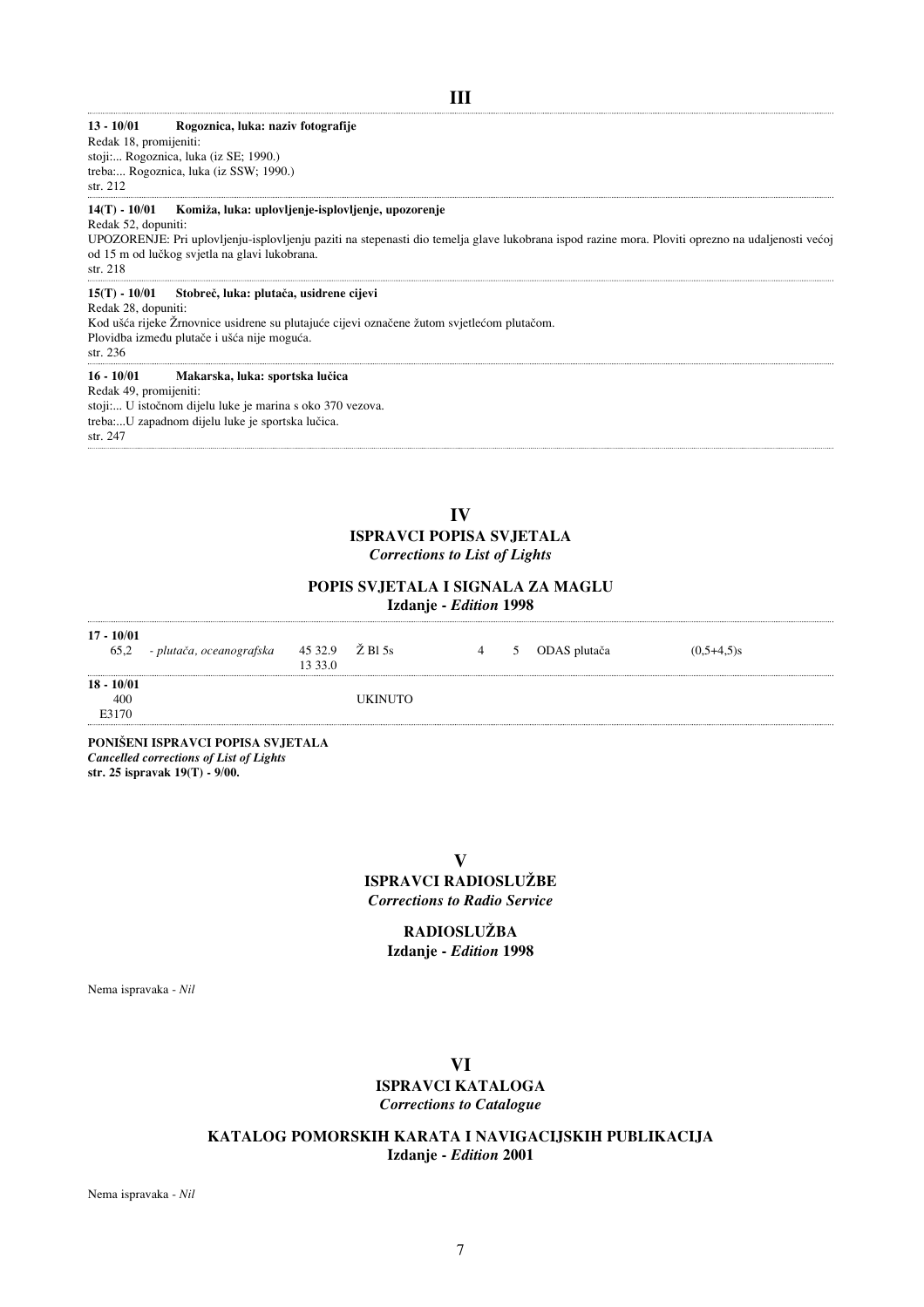## III

**13 - 10/01 Rogoznica, luka: naziv fotografije**
Redak 18, promijeniti:
stoji:... Rogoznica, luka (iz SE; 1990.)
treba:... Rogoznica, luka (iz SSW; 1990.)
str. 212

**14(T) - 10/01 Komiža, luka: uplovljenje-isplovljenje, upozorenje**
Redak 52, dopuniti:
UPOZORENJE: Pri uplovljenju-isplovljenju paziti na stepenasti dio temelja glave lukobrana ispod razine mora. Ploviti oprezno na udaljenosti većoj od 15 m od lučkog svjetla na glavi lukobrana.
str. 218

**15(T) - 10/01 Stobreč, luka: plutača, usidrene cijevi**
Redak 28, dopuniti:
Kod ušća rijeke Žrnovnice usidrene su plutajuće cijevi označene žutom svjetlećom plutačom.
Plovidba između plutače i ušća nije moguća.
str. 236

**16 - 10/01 Makarska, luka: sportska lučica**
Redak 49, promijeniti:
stoji:... U istočnom dijelu luke je marina s oko 370 vezova.
treba:...U zapadnom dijelu luke je sportska lučica.
str. 247

## IV

### ISPRAVCI POPISA SVJETALA
*Corrections to List of Lights*

### POPIS SVJETALA I SIGNALA ZA MAGLU
**Izdanje - *Edition* 1998**

| | | | | | | | |
|---|---|---|---|---|---|---|---|
| **17 - 10/01** | | | | | | | |
| 65,2 | *- plutača, oceanografska* | 45 32.9<br>13 33.0 | Ž Bl 5s | 4 | 5 | ODAS plutača | (0,5+4,5)s |
| **18 - 10/01** | | | | | | | |
| 400<br>E3170 | | | UKINUTO | | | | |

**PONIŠENI ISPRAVCI POPISA SVJETALA**
***Cancelled corrections of List of Lights***
**str. 25 ispravak 19(T) - 9/00.**

## V

### ISPRAVCI RADIOSLUŽBE
*Corrections to Radio Service*

### RADIOSLUŽBA
**Izdanje - *Edition* 1998**

Nema ispravaka - *Nil*

## VI

### ISPRAVCI KATALOGA
*Corrections to Catalogue*

### KATALOG POMORSKIH KARATA I NAVIGACIJSKIH PUBLIKACIJA
**Izdanje - *Edition* 2001**

Nema ispravaka - *Nil*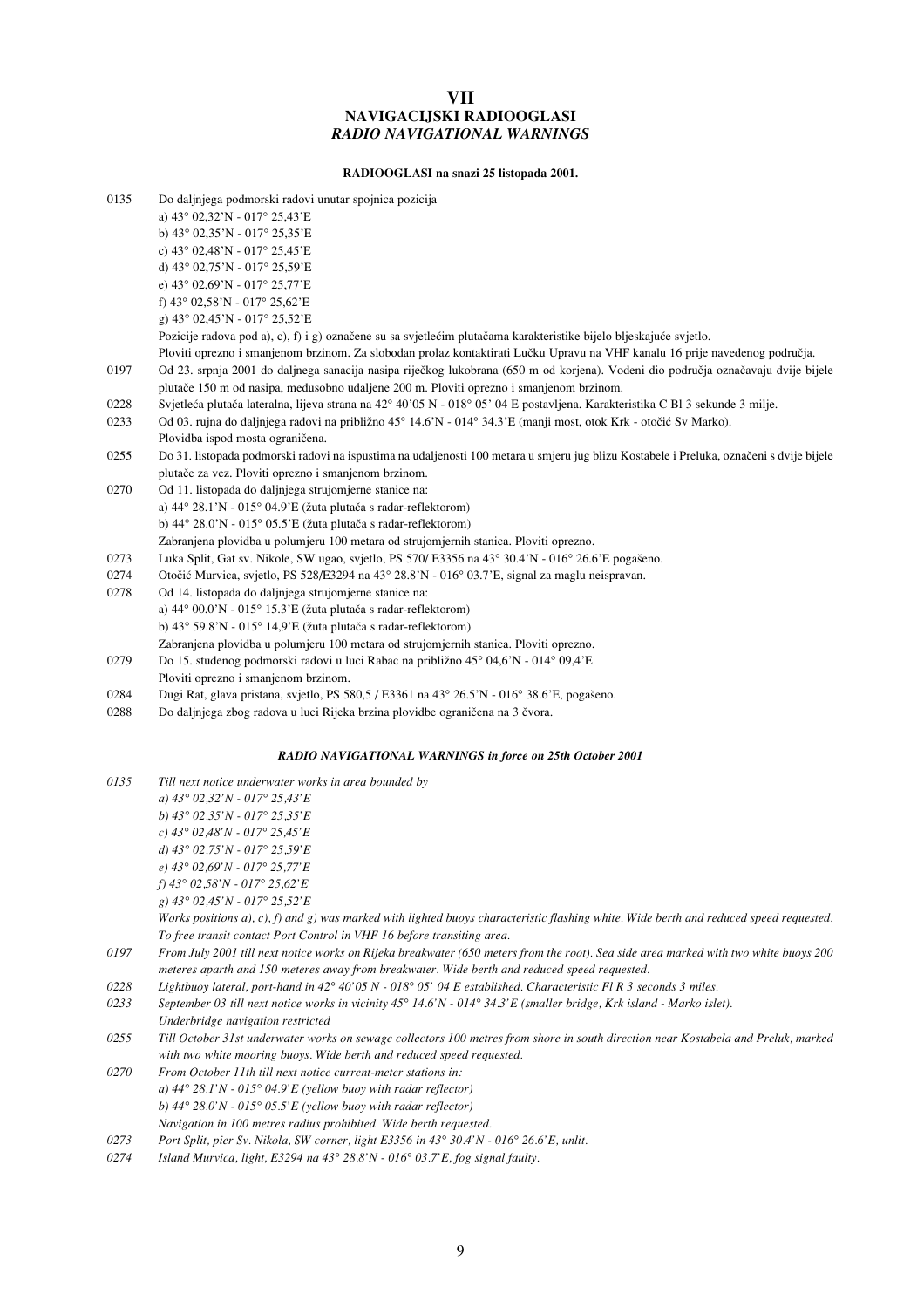# VII
## NAVIGACIJSKI RADIOOGLASI
## *RADIO NAVIGATIONAL WARNINGS*

**RADIOOGLASI na snazi 25 listopada 2001.**

0135 Do daljnjega podmorski radovi unutar spojnica pozicija
a) 43° 02,32'N - 017° 25,43'E
b) 43° 02,35'N - 017° 25,35'E
c) 43° 02,48'N - 017° 25,45'E
d) 43° 02,75'N - 017° 25,59'E
e) 43° 02,69'N - 017° 25,77'E
f) 43° 02,58'N - 017° 25,62'E
g) 43° 02,45'N - 017° 25,52'E
Pozicije radova pod a), c), f) i g) označene su sa svjetlećim plutačama karakteristike bijelo bljeskajuće svjetlo.
Ploviti oprezno i smanjenom brzinom. Za slobodan prolaz kontaktirati Lučku Upravu na VHF kanalu 16 prije navedenog područja.

0197 Od 23. srpnja 2001 do daljnjega sanacija nasipa riječkog lukobrana (650 m od korjena). Vodeni dio područja označavaju dvije bijele plutače 150 m od nasipa, međusobno udaljene 200 m. Ploviti oprezno i smanjenom brzinom.

0228 Svjetleća plutača lateralna, lijeva strana na 42° 40'05 N - 018° 05' 04 E postavljena. Karakteristika C Bl 3 sekunde 3 milje.

0233 Od 03. rujna do daljnjega radovi na približno 45° 14.6'N - 014° 34.3'E (manji most, otok Krk - otočić Sv Marko).
Plovidba ispod mosta ograničena.

0255 Do 31. listopada podmorski radovi na ispustima na udaljenosti 100 metara u smjeru jug blizu Kostabele i Preluka, označeni s dvije bijele plutače za vez. Ploviti oprezno i smanjenom brzinom.

0270 Od 11. listopada do daljnjega strujomjerne stanice na:
a) 44° 28.1'N - 015° 04.9'E (žuta plutača s radar-reflektorom)
b) 44° 28.0'N - 015° 05.5'E (žuta plutača s radar-reflektorom)
Zabranjena plovidba u polumjeru 100 metara od strujomjernih stanica. Ploviti oprezno.

0273 Luka Split, Gat sv. Nikole, SW ugao, svjetlo, PS 570/ E3356 na 43° 30.4'N - 016° 26.6'E pogašeno.

0274 Otočić Murvica, svjetlo, PS 528/E3294 na 43° 28.8'N - 016° 03.7'E, signal za maglu neispravan.

0278 Od 14. listopada do daljnjega strujomjerne stanice na:
a) 44° 00.0'N - 015° 15.3'E (žuta plutača s radar-reflektorom)
b) 43° 59.8'N - 015° 14,9'E (žuta plutača s radar-reflektorom)
Zabranjena plovidba u polumjeru 100 metara od strujomjernih stanica. Ploviti oprezno.

0279 Do 15. studenog podmorski radovi u luci Rabac na približno 45° 04,6'N - 014° 09,4'E
Ploviti oprezno i smanjenom brzinom.

0284 Dugi Rat, glava pristana, svjetlo, PS 580,5 / E3361 na 43° 26.5'N - 016° 38.6'E, pogašeno.

0288 Do daljnjega zbog radova u luci Rijeka brzina plovidbe ograničena na 3 čvora.

***RADIO NAVIGATIONAL WARNINGS in force on 25th October 2001***

*0135 Till next notice underwater works in area bounded by*
*a) 43° 02,32'N - 017° 25,43'E*
*b) 43° 02,35'N - 017° 25,35'E*
*c) 43° 02,48'N - 017° 25,45'E*
*d) 43° 02,75'N - 017° 25,59'E*
*e) 43° 02,69'N - 017° 25,77'E*
*f) 43° 02,58'N - 017° 25,62'E*
*g) 43° 02,45'N - 017° 25,52'E*
*Works positions a), c), f) and g) was marked with lighted buoys characteristic flashing white. Wide berth and reduced speed requested. To free transit contact Port Control in VHF 16 before transiting area.*

*0197 From July 2001 till next notice works on Rijeka breakwater (650 meters from the root). Sea side area marked with two white buoys 200 meteres aparth and 150 meteres away from breakwater. Wide berth and reduced speed requested.*

*0228 Lightbuoy lateral, port-hand in 42° 40'05 N - 018° 05' 04 E established. Characteristic Fl R 3 seconds 3 miles.*

*0233 September 03 till next notice works in vicinity 45° 14.6'N - 014° 34.3'E (smaller bridge, Krk island - Marko islet).*
*Underbridge navigation restricted*

*0255 Till October 31st underwater works on sewage collectors 100 metres from shore in south direction near Kostabela and Preluk, marked with two white mooring buoys. Wide berth and reduced speed requested.*

*0270 From October 11th till next notice current-meter stations in:*
*a) 44° 28.1'N - 015° 04.9'E (yellow buoy with radar reflector)*
*b) 44° 28.0'N - 015° 05.5'E (yellow buoy with radar reflector)*
*Navigation in 100 metres radius prohibited. Wide berth requested.*

*0273 Port Split, pier Sv. Nikola, SW corner, light E3356 in 43° 30.4'N - 016° 26.6'E, unlit.*

*0274 Island Murvica, light, E3294 na 43° 28.8'N - 016° 03.7'E, fog signal faulty.*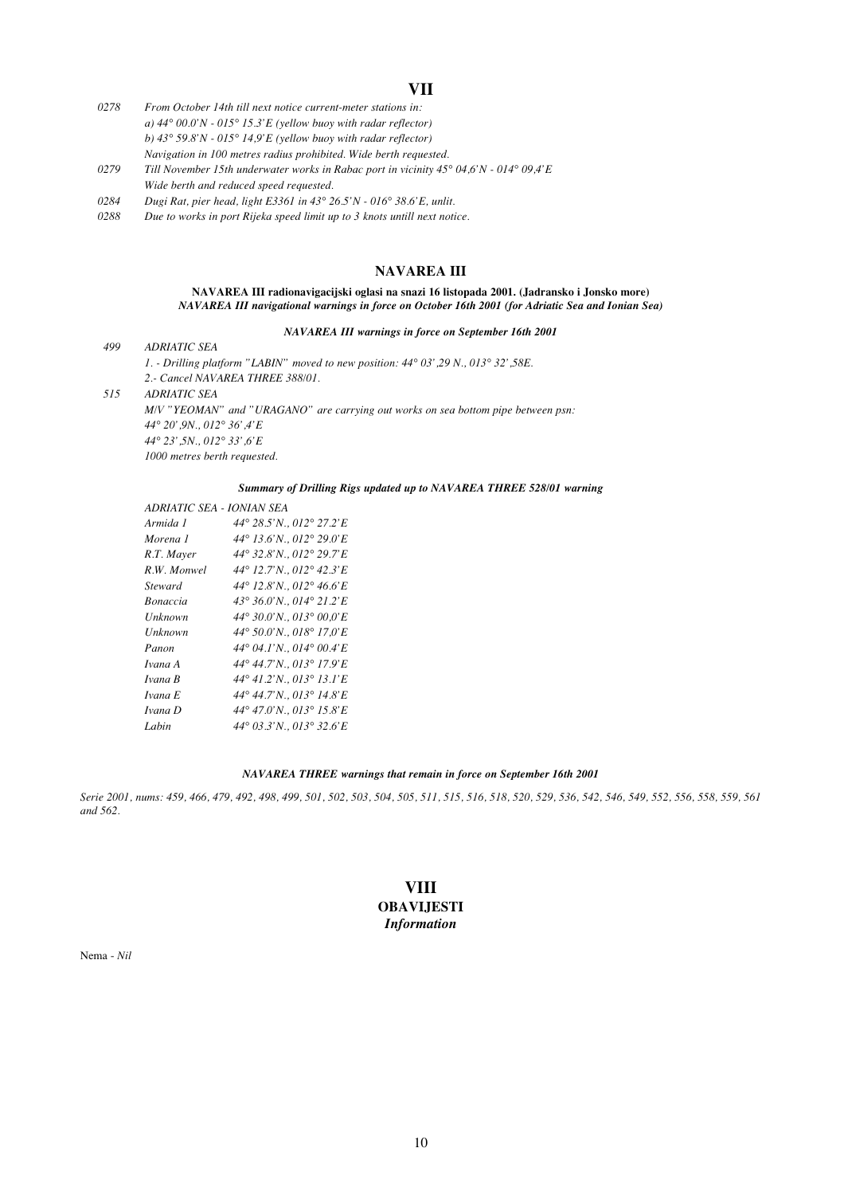## VII

*0278 From October 14th till next notice current-meter stations in:*
*a) 44° 00.0'N - 015° 15.3'E (yellow buoy with radar reflector)*
*b) 43° 59.8'N - 015° 14,9'E (yellow buoy with radar reflector)*
*Navigation in 100 metres radius prohibited. Wide berth requested.*

*0279 Till November 15th underwater works in Rabac port in vicinity 45° 04,6'N - 014° 09,4'E*
*Wide berth and reduced speed requested.*

*0284 Dugi Rat, pier head, light E3361 in 43° 26.5'N - 016° 38.6'E, unlit.*

*0288 Due to works in port Rijeka speed limit up to 3 knots untill next notice.*

## NAVAREA III

**NAVAREA III radionavigacijski oglasi na snazi 16 listopada 2001. (Jadransko i Jonsko more)**
***NAVAREA III navigational warnings in force on October 16th 2001 (for Adriatic Sea and Ionian Sea)***

***NAVAREA III warnings in force on September 16th 2001***

*499 ADRIATIC SEA*
*1. - Drilling platform "LABIN" moved to new position: 44° 03',29 N., 013° 32',58E.*
*2.- Cancel NAVAREA THREE 388/01.*

*515 ADRIATIC SEA*
*M/V "YEOMAN" and "URAGANO" are carrying out works on sea bottom pipe between psn:*
*44° 20',9N., 012° 36',4'E*
*44° 23',5N., 012° 33',6'E*
*1000 metres berth requested.*

***Summary of Drilling Rigs updated up to NAVAREA THREE 528/01 warning***

*ADRIATIC SEA - IONIAN SEA*

| | |
|---|---|
| *Armida 1* | *44° 28.5'N., 012° 27.2'E* |
| *Morena 1* | *44° 13.6'N., 012° 29.0'E* |
| *R.T. Mayer* | *44° 32.8'N., 012° 29.7'E* |
| *R.W. Monwel* | *44° 12.7'N., 012° 42.3'E* |
| *Steward* | *44° 12.8'N., 012° 46.6'E* |
| *Bonaccia* | *43° 36.0'N., 014° 21.2'E* |
| *Unknown* | *44° 30.0'N., 013° 00,0'E* |
| *Unknown* | *44° 50.0'N., 018° 17,0'E* |
| *Panon* | *44° 04.1'N., 014° 00.4'E* |
| *Ivana A* | *44° 44.7'N., 013° 17.9'E* |
| *Ivana B* | *44° 41.2'N., 013° 13.1'E* |
| *Ivana E* | *44° 44.7'N., 013° 14.8'E* |
| *Ivana D* | *44° 47.0'N., 013° 15.8'E* |
| *Labin* | *44° 03.3'N., 013° 32.6'E* |

***NAVAREA THREE warnings that remain in force on September 16th 2001***

*Serie 2001, nums: 459, 466, 479, 492, 498, 499, 501, 502, 503, 504, 505, 511, 515, 516, 518, 520, 529, 536, 542, 546, 549, 552, 556, 558, 559, 561 and 562.*

## VIII
## OBAVIJESTI
### *Information*

Nema - *Nil*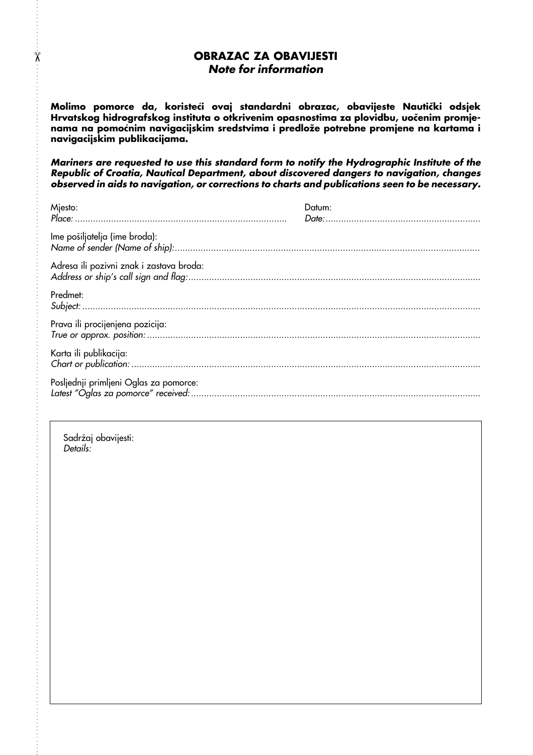# OBRAZAC ZA OBAVIJESTI
***Note for information***

**Molimo pomorce da, koristeći ovaj standardni obrazac, obavijeste Nautički odsjek Hrvatskog hidrografskog instituta o otkrivenim opasnostima za plovidbu, uočenim promjenama na pomoćnim navigacijskim sredstvima i predlože potrebne promjene na kartama i navigacijskim publikacijama.**

***Mariners are requested to use this standard form to notify the Hydrographic Institute of the Republic of Croatia, Nautical Department, about discovered dangers to navigation, changes observed in aids to navigation, or corrections to charts and publications seen to be necessary.***

Mjesto:
*Place:* ..................................................................................

Datum:
*Date:* ............................................................

Ime pošiljatelja (ime broda):
*Name of sender (Name of ship):*......................................................................................................................

Adresa ili pozivni znak i zastava broda:
*Address or ship's call sign and flag:*..................................................................................................................

Predmet:
*Subject:* ..........................................................................................................................................................

Prava ili procijenjena pozicija:
*True or approx. position:* .................................................................................................................................

Karta ili publikacija:
*Chart or publication:* .......................................................................................................................................

Posljednji primljeni Oglas za pomorce:
*Latest "Oglas za pomorce" received:*................................................................................................................

Sadržaj obavijesti:
*Details:*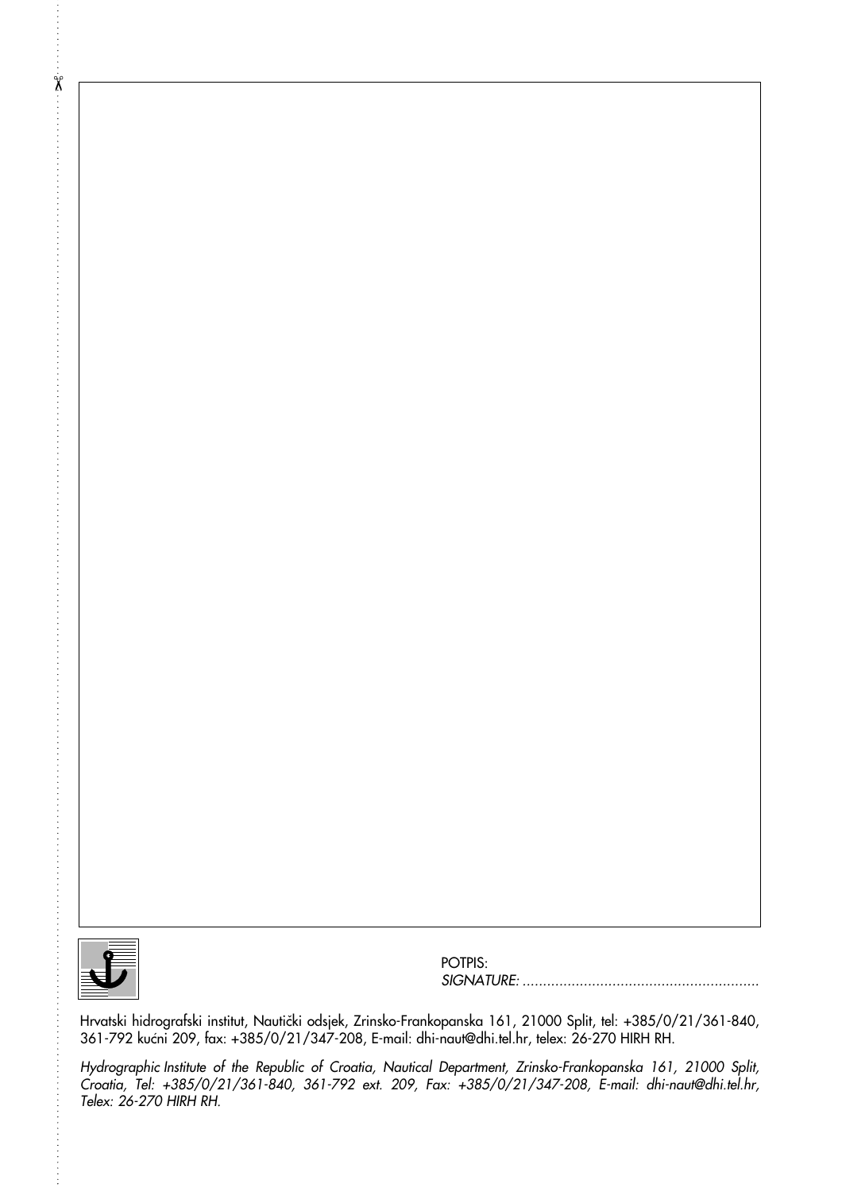POTPIS:
*SIGNATURE:* .........................................................

Hrvatski hidrografski institut, Nautički odsjek, Zrinsko-Frankopanska 161, 21000 Split, tel: +385/0/21/361-840, 361-792 kućni 209, fax: +385/0/21/347-208, E-mail: dhi-naut@dhi.tel.hr, telex: 26-270 HIRH RH.

*Hydrographic Institute of the Republic of Croatia, Nautical Department, Zrinsko-Frankopanska 161, 21000 Split, Croatia, Tel: +385/0/21/361-840, 361-792 ext. 209, Fax: +385/0/21/347-208, E-mail: dhi-naut@dhi.tel.hr, Telex: 26-270 HIRH RH.*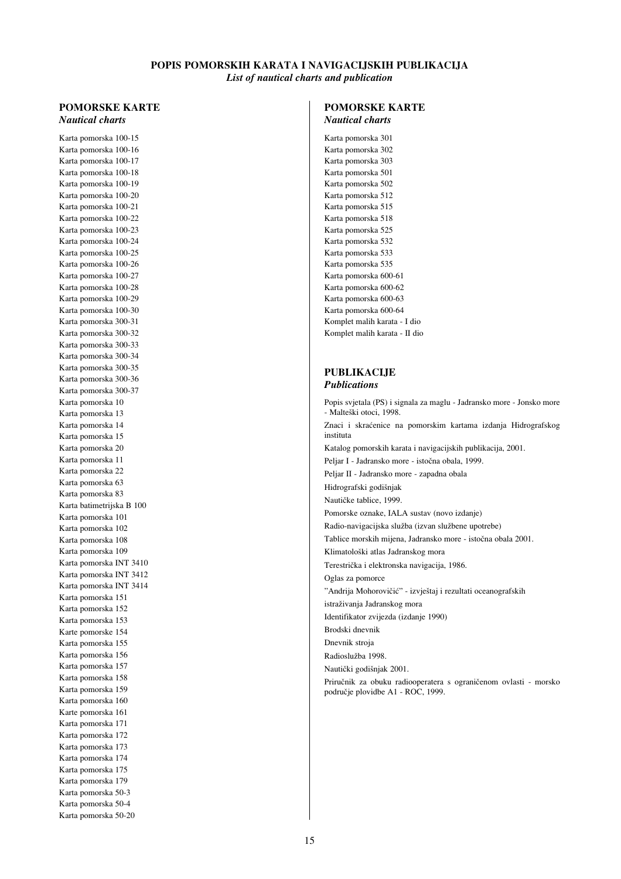# POPIS POMORSKIH KARATA I NAVIGACIJSKIH PUBLIKACIJA

*List of nautical charts and publication*

## POMORSKE KARTE

*Nautical charts*

Karta pomorska 100-15
Karta pomorska 100-16
Karta pomorska 100-17
Karta pomorska 100-18
Karta pomorska 100-19
Karta pomorska 100-20
Karta pomorska 100-21
Karta pomorska 100-22
Karta pomorska 100-23
Karta pomorska 100-24
Karta pomorska 100-25
Karta pomorska 100-26
Karta pomorska 100-27
Karta pomorska 100-28
Karta pomorska 100-29
Karta pomorska 100-30
Karta pomorska 300-31
Karta pomorska 300-32
Karta pomorska 300-33
Karta pomorska 300-34
Karta pomorska 300-35
Karta pomorska 300-36
Karta pomorska 300-37
Karta pomorska 10
Karta pomorska 13
Karta pomorska 14
Karta pomorska 15
Karta pomorska 20
Karta pomorska 11
Karta pomorska 22
Karta pomorska 63
Karta pomorska 83
Karta batimetrijska B 100
Karta pomorska 101
Karta pomorska 102
Karta pomorska 108
Karta pomorska 109
Karta pomorska INT 3410
Karta pomorska INT 3412
Karta pomorska INT 3414
Karta pomorska 151
Karta pomorska 152
Karta pomorska 153
Karte pomorske 154
Karta pomorska 155
Karta pomorska 156
Karta pomorska 157
Karta pomorska 158
Karta pomorska 159
Karta pomorska 160
Karte pomorska 161
Karta pomorska 171
Karta pomorska 172
Karta pomorska 173
Karta pomorska 174
Karta pomorska 175
Karta pomorska 179
Karta pomorska 50-3
Karta pomorska 50-4
Karta pomorska 50-20

## POMORSKE KARTE

*Nautical charts*

Karta pomorska 301
Karta pomorska 302
Karta pomorska 303
Karta pomorska 501
Karta pomorska 502
Karta pomorska 512
Karta pomorska 515
Karta pomorska 518
Karta pomorska 525
Karta pomorska 532
Karta pomorska 533
Karta pomorska 535
Karta pomorska 600-61
Karta pomorska 600-62
Karta pomorska 600-63
Karta pomorska 600-64
Komplet malih karata - I dio
Komplet malih karata - II dio

## PUBLIKACIJE

*Publications*

Popis svjetala (PS) i signala za maglu - Jadransko more - Jonsko more - Malteški otoci, 1998.

Znaci i skraćenice na pomorskim kartama izdanja Hidrografskog instituta

Katalog pomorskih karata i navigacijskih publikacija, 2001.

Peljar I - Jadransko more - istočna obala, 1999.

Peljar II - Jadransko more - zapadna obala

Hidrografski godišnjak

Nautičke tablice, 1999.

Pomorske oznake, IALA sustav (novo izdanje)

Radio-navigacijska služba (izvan službene upotrebe)

Tablice morskih mijena, Jadransko more - istočna obala 2001.

Klimatološki atlas Jadranskog mora

Terestrička i elektronska navigacija, 1986.

Oglas za pomorce

"Andrija Mohorovičić" - izvještaj i rezultati oceanografskih istraživanja Jadranskog mora

Identifikator zvijezda (izdanje 1990)

Brodski dnevnik

Dnevnik stroja

Radioslužba 1998.

Nautički godišnjak 2001.

Priručnik za obuku radiooperatera s ograničenom ovlasti - morsko područje plovidbe A1 - ROC, 1999.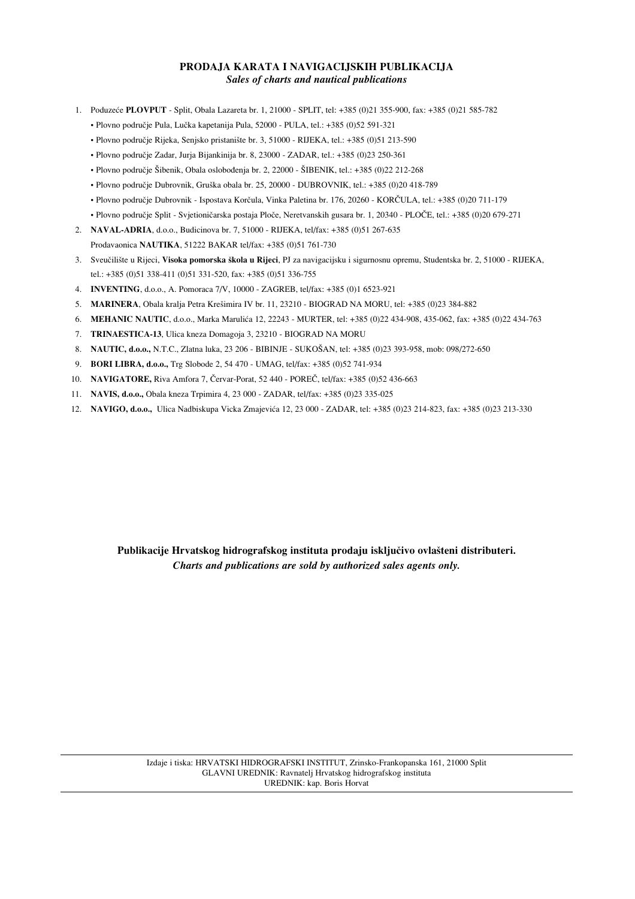## PRODAJA KARATA I NAVIGACIJSKIH PUBLIKACIJA
*Sales of charts and nautical publications*

1. Poduzeće **PLOVPUT** - Split, Obala Lazareta br. 1, 21000 - SPLIT, tel: +385 (0)21 355-900, fax: +385 (0)21 585-782
   - Plovno područje Pula, Lučka kapetanija Pula, 52000 - PULA, tel.: +385 (0)52 591-321
   - Plovno područje Rijeka, Senjsko pristanište br. 3, 51000 - RIJEKA, tel.: +385 (0)51 213-590
   - Plovno područje Zadar, Jurja Bijankinija br. 8, 23000 - ZADAR, tel.: +385 (0)23 250-361
   - Plovno područje Šibenik, Obala oslobođenja br. 2, 22000 - ŠIBENIK, tel.: +385 (0)22 212-268
   - Plovno područje Dubrovnik, Gruška obala br. 25, 20000 - DUBROVNIK, tel.: +385 (0)20 418-789
   - Plovno područje Dubrovnik - Ispostava Korčula, Vinka Paletina br. 176, 20260 - KORČULA, tel.: +385 (0)20 711-179
   - Plovno područje Split - Svjetioničarska postaja Ploče, Neretvanskih gusara br. 1, 20340 - PLOČE, tel.: +385 (0)20 679-271
2. **NAVAL-ADRIA**, d.o.o., Budicinova br. 7, 51000 - RIJEKA, tel/fax: +385 (0)51 267-635
   Prodavaonica **NAUTIKA**, 51222 BAKAR tel/fax: +385 (0)51 761-730
3. Sveučilište u Rijeci, **Visoka pomorska škola u Rijeci**, PJ za navigacijsku i sigurnosnu opremu, Studentska br. 2, 51000 - RIJEKA, tel.: +385 (0)51 338-411 (0)51 331-520, fax: +385 (0)51 336-755
4. **INVENTING**, d.o.o., A. Pomoraca 7/V, 10000 - ZAGREB, tel/fax: +385 (0)1 6523-921
5. **MARINERA**, Obala kralja Petra Krešimira IV br. 11, 23210 - BIOGRAD NA MORU, tel: +385 (0)23 384-882
6. **MEHANIC NAUTIC**, d.o.o., Marka Marulića 12, 22243 - MURTER, tel: +385 (0)22 434-908, 435-062, fax: +385 (0)22 434-763
7. **TRINAESTICA-13**, Ulica kneza Domagoja 3, 23210 - BIOGRAD NA MORU
8. **NAUTIC, d.o.o.,** N.T.C., Zlatna luka, 23 206 - BIBINJE - SUKOŠAN, tel: +385 (0)23 393-958, mob: 098/272-650
9. **BORI LIBRA, d.o.o.,** Trg Slobode 2, 54 470 - UMAG, tel/fax: +385 (0)52 741-934
10. **NAVIGATORE,** Riva Amfora 7, Červar-Porat, 52 440 - POREČ, tel/fax: +385 (0)52 436-663
11. **NAVIS, d.o.o.,** Obala kneza Trpimira 4, 23 000 - ZADAR, tel/fax: +385 (0)23 335-025
12. **NAVIGO, d.o.o.,** Ulica Nadbiskupa Vicka Zmajevića 12, 23 000 - ZADAR, tel: +385 (0)23 214-823, fax: +385 (0)23 213-330

**Publikacije Hrvatskog hidrografskog instituta prodaju isključivo ovlašteni distributeri.**
***Charts and publications are sold by authorized sales agents only.***

---

Izdaje i tiska: HRVATSKI HIDROGRAFSKI INSTITUT, Zrinsko-Frankopanska 161, 21000 Split
GLAVNI UREDNIK: Ravnatelj Hrvatskog hidrografskog instituta
UREDNIK: kap. Boris Horvat